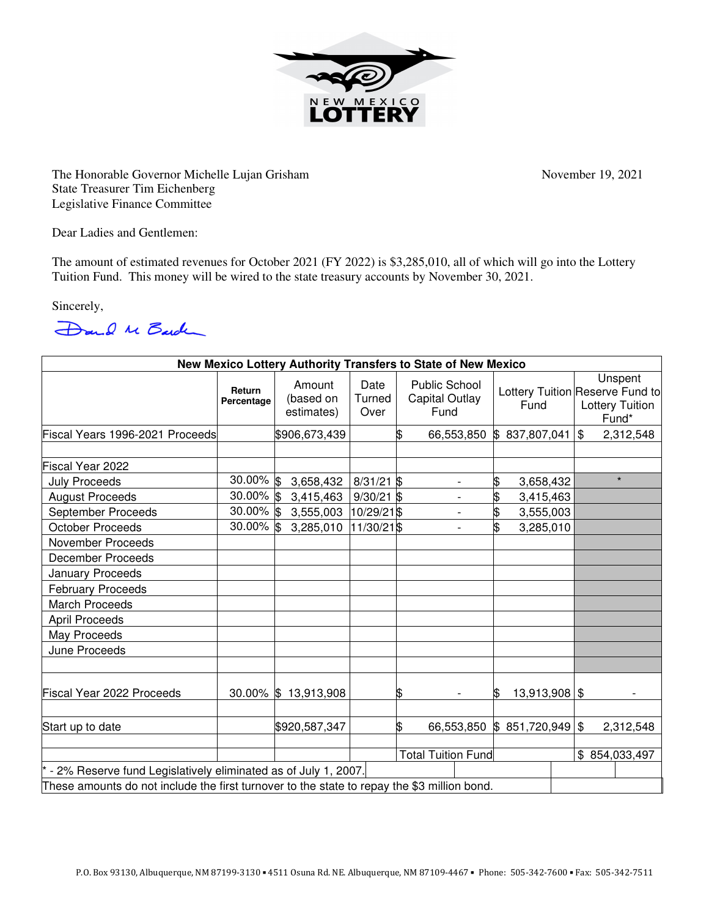NEW MEXICO LOTTERY

The Honorable Governor Michelle Lujan Grisham
State Treasurer Tim Eichenberg
Legislative Finance Committee

November 19, 2021

Dear Ladies and Gentlemen:

The amount of estimated revenues for October 2021 (FY 2022) is $3,285,010, all of which will go into the Lottery Tuition Fund. This money will be wired to the state treasury accounts by November 30, 2021.

Sincerely,

**New Mexico Lottery Authority Transfers to State of New Mexico**

| | Return Percentage | Amount (based on estimates) | Date Turned Over | Public School Capital Outlay Fund | Lottery Tuition Fund | Unspent Reserve Fund to Lottery Tuition Fund* |
|---|---|---|---|---|---|---|
| Fiscal Years 1996-2021 Proceeds | | $906,673,439 | | $ 66,553,850 | $ 837,807,041 | $ 2,312,548 |
| | | | | | | |
| Fiscal Year 2022 | | | | | | |
| July Proceeds | 30.00% | $ 3,658,432 | 8/31/21 | $ - | $ 3,658,432 | * |
| August Proceeds | 30.00% | $ 3,415,463 | 9/30/21 | $ - | $ 3,415,463 | |
| September Proceeds | 30.00% | $ 3,555,003 | 10/29/21 | $ - | $ 3,555,003 | |
| October Proceeds | 30.00% | $ 3,285,010 | 11/30/21 | $ - | $ 3,285,010 | |
| November Proceeds | | | | | | |
| December Proceeds | | | | | | |
| January Proceeds | | | | | | |
| February Proceeds | | | | | | |
| March Proceeds | | | | | | |
| April Proceeds | | | | | | |
| May Proceeds | | | | | | |
| June Proceeds | | | | | | |
| | | | | | | |
| Fiscal Year 2022 Proceeds | 30.00% | $ 13,913,908 | | $ - | $ 13,913,908 | $ - |
| | | | | | | |
| Start up to date | | $920,587,347 | | $ 66,553,850 | $ 851,720,949 | $ 2,312,548 |
| | | | | | | |
| | | | | Total Tuition Fund | | $ 854,033,497 |

* - 2% Reserve fund Legislatively eliminated as of July 1, 2007.

These amounts do not include the first turnover to the state to repay the $3 million bond.

P.O. Box 93130, Albuquerque, NM 87199-3130 ▪ 4511 Osuna Rd. NE. Albuquerque, NM 87109-4467 ▪ Phone: 505-342-7600 ▪ Fax: 505-342-7511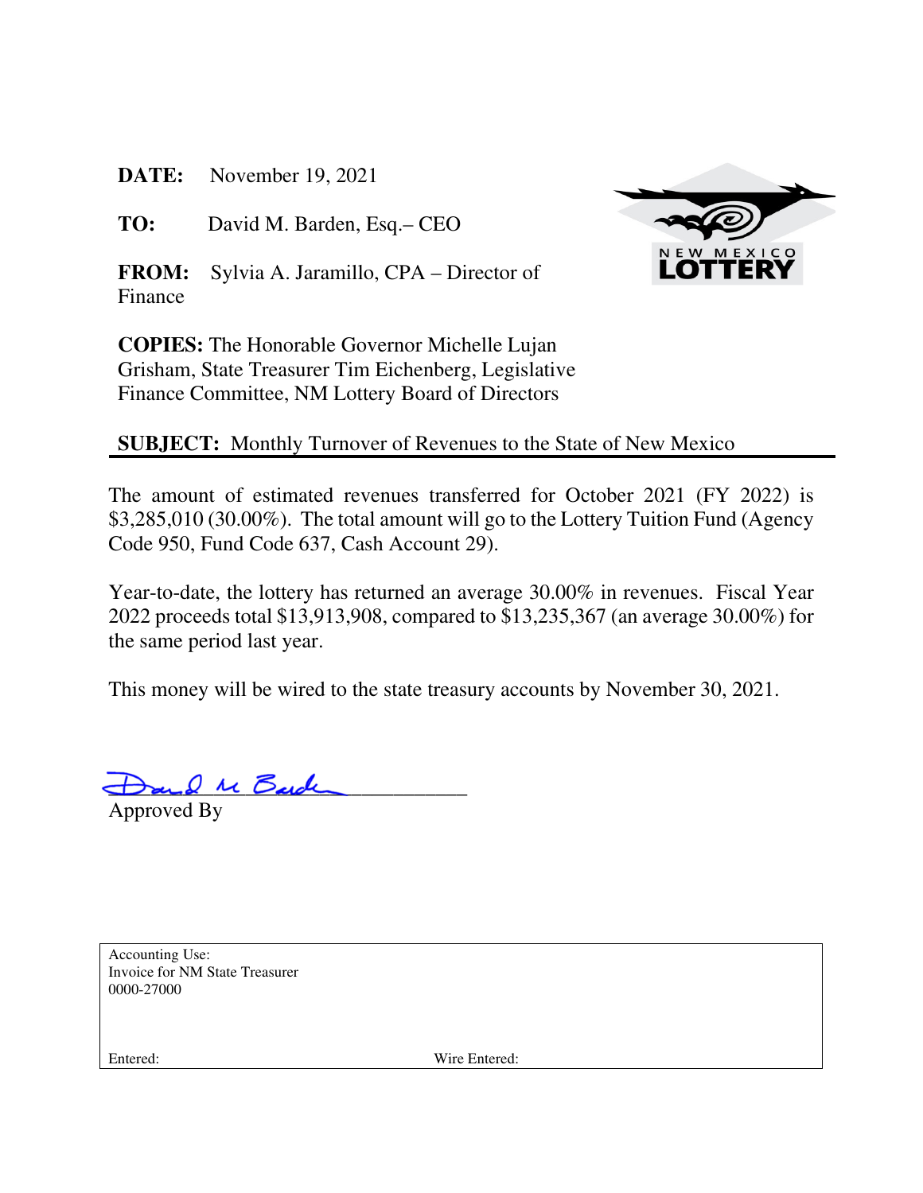**DATE:** November 19, 2021

**TO:** David M. Barden, Esq.– CEO

**FROM:** Sylvia A. Jaramillo, CPA – Director of Finance

NEW MEXICO LOTTERY

**COPIES:** The Honorable Governor Michelle Lujan Grisham, State Treasurer Tim Eichenberg, Legislative Finance Committee, NM Lottery Board of Directors

**SUBJECT:** Monthly Turnover of Revenues to the State of New Mexico

The amount of estimated revenues transferred for October 2021 (FY 2022) is $3,285,010 (30.00%). The total amount will go to the Lottery Tuition Fund (Agency Code 950, Fund Code 637, Cash Account 29).

Year-to-date, the lottery has returned an average 30.00% in revenues. Fiscal Year 2022 proceeds total $13,913,908, compared to $13,235,367 (an average 30.00%) for the same period last year.

This money will be wired to the state treasury accounts by November 30, 2021.

David M Barden

Approved By

Accounting Use:
Invoice for NM State Treasurer
0000-27000

Entered: Wire Entered: